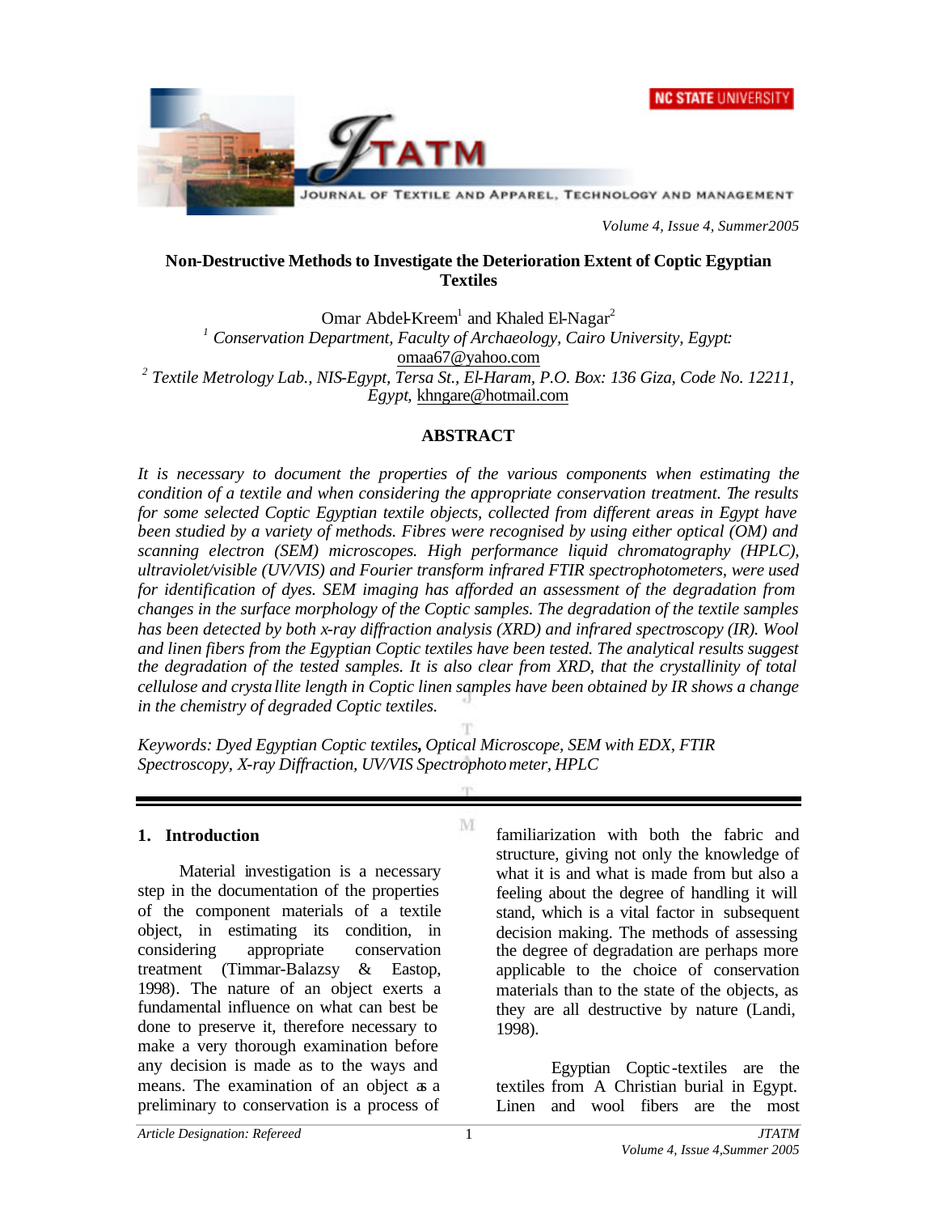# Non-Destructive Methods to Investigate the Deterioration Extent of Coptic Egyptian Textiles

Omar Abdel-Kreem[1] and Khaled El-Nagar[2]

[1] *Conservation Department, Faculty of Archaeology, Cairo University, Egypt:* omaa67@yahoo.com

[2] *Textile Metrology Lab., NIS-Egypt, Tersa St., El-Haram, P.O. Box: 136 Giza, Code No. 12211, Egypt,* khngare@hotmail.com

## ABSTRACT

*It is necessary to document the properties of the various components when estimating the condition of a textile and when considering the appropriate conservation treatment. The results for some selected Coptic Egyptian textile objects, collected from different areas in Egypt have been studied by a variety of methods. Fibres were recognised by using either optical (OM) and scanning electron (SEM) microscopes. High performance liquid chromatography (HPLC), ultraviolet/visible (UV/VIS) and Fourier transform infrared FTIR spectrophotometers, were used for identification of dyes. SEM imaging has afforded an assessment of the degradation from changes in the surface morphology of the Coptic samples. The degradation of the textile samples has been detected by both x-ray diffraction analysis (XRD) and infrared spectroscopy (IR). Wool and linen fibers from the Egyptian Coptic textiles have been tested. The analytical results suggest the degradation of the tested samples. It is also clear from XRD, that the crystallinity of total cellulose and crystallite length in Coptic linen samples have been obtained by IR shows a change in the chemistry of degraded Coptic textiles.*

*Keywords: Dyed Egyptian Coptic textiles, Optical Microscope, SEM with EDX, FTIR Spectroscopy, X-ray Diffraction, UV/VIS Spectrophotometer, HPLC*

## 1. Introduction

Material investigation is a necessary step in the documentation of the properties of the component materials of a textile object, in estimating its condition, in considering appropriate conservation treatment (Timmar-Balazsy & Eastop, 1998). The nature of an object exerts a fundamental influence on what can best be done to preserve it, therefore necessary to make a very thorough examination before any decision is made as to the ways and means. The examination of an object as a preliminary to conservation is a process of familiarization with both the fabric and structure, giving not only the knowledge of what it is and what is made from but also a feeling about the degree of handling it will stand, which is a vital factor in subsequent decision making. The methods of assessing the degree of degradation are perhaps more applicable to the choice of conservation materials than to the state of the objects, as they are all destructive by nature (Landi, 1998).

Egyptian Coptic-textiles are the textiles from A Christian burial in Egypt. Linen and wool fibers are the most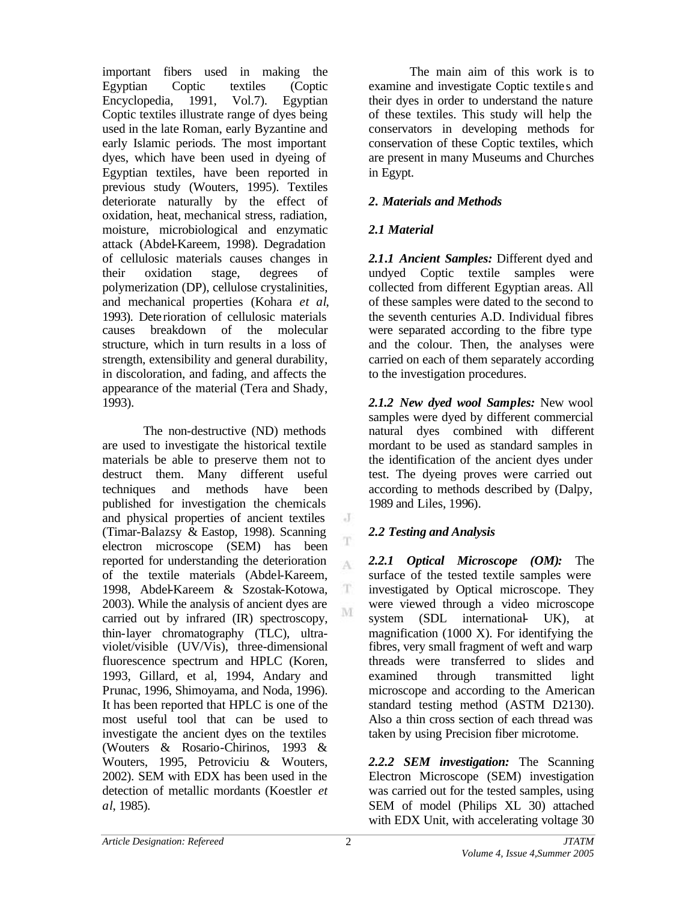important fibers used in making the Egyptian Coptic textiles (Coptic Encyclopedia, 1991, Vol.7). Egyptian Coptic textiles illustrate range of dyes being used in the late Roman, early Byzantine and early Islamic periods. The most important dyes, which have been used in dyeing of Egyptian textiles, have been reported in previous study (Wouters, 1995). Textiles deteriorate naturally by the effect of oxidation, heat, mechanical stress, radiation, moisture, microbiological and enzymatic attack (Abdel-Kareem, 1998). Degradation of cellulosic materials causes changes in their oxidation stage, degrees of polymerization (DP), cellulose crystalinities, and mechanical properties (Kohara *et al*, 1993). Deterioration of cellulosic materials causes breakdown of the molecular structure, which in turn results in a loss of strength, extensibility and general durability, in discoloration, and fading, and affects the appearance of the material (Tera and Shady, 1993).

The non-destructive (ND) methods are used to investigate the historical textile materials be able to preserve them not to destruct them. Many different useful techniques and methods have been published for investigation the chemicals and physical properties of ancient textiles (Timar-Balazsy & Eastop, 1998). Scanning electron microscope (SEM) has been reported for understanding the deterioration of the textile materials (Abdel-Kareem, 1998, Abdel-Kareem & Szostak-Kotowa, 2003). While the analysis of ancient dyes are carried out by infrared (IR) spectroscopy, thin-layer chromatography (TLC), ultra-violet/visible (UV/Vis), three-dimensional fluorescence spectrum and HPLC (Koren, 1993, Gillard, et al, 1994, Andary and Prunac, 1996, Shimoyama, and Noda, 1996). It has been reported that HPLC is one of the most useful tool that can be used to investigate the ancient dyes on the textiles (Wouters & Rosario-Chirinos, 1993 & Wouters, 1995, Petroviciu & Wouters, 2002). SEM with EDX has been used in the detection of metallic mordants (Koestler *et al*, 1985).

The main aim of this work is to examine and investigate Coptic textiles and their dyes in order to understand the nature of these textiles. This study will help the conservators in developing methods for conservation of these Coptic textiles, which are present in many Museums and Churches in Egypt.

## *2. Materials and Methods*

### *2.1 Material*

***2.1.1 Ancient Samples:*** Different dyed and undyed Coptic textile samples were collected from different Egyptian areas. All of these samples were dated to the second to the seventh centuries A.D. Individual fibres were separated according to the fibre type and the colour. Then, the analyses were carried on each of them separately according to the investigation procedures.

***2.1.2 New dyed wool Samples:*** New wool samples were dyed by different commercial natural dyes combined with different mordant to be used as standard samples in the identification of the ancient dyes under test. The dyeing proves were carried out according to methods described by (Dalpy, 1989 and Liles, 1996).

### *2.2 Testing and Analysis*

***2.2.1 Optical Microscope (OM):*** The surface of the tested textile samples were investigated by Optical microscope. They were viewed through a video microscope system (SDL international- UK), at magnification (1000 X). For identifying the fibres, very small fragment of weft and warp threads were transferred to slides and examined through transmitted light microscope and according to the American standard testing method (ASTM D2130). Also a thin cross section of each thread was taken by using Precision fiber microtome.

***2.2.2 SEM investigation:*** The Scanning Electron Microscope (SEM) investigation was carried out for the tested samples, using SEM of model (Philips XL 30) attached with EDX Unit, with accelerating voltage 30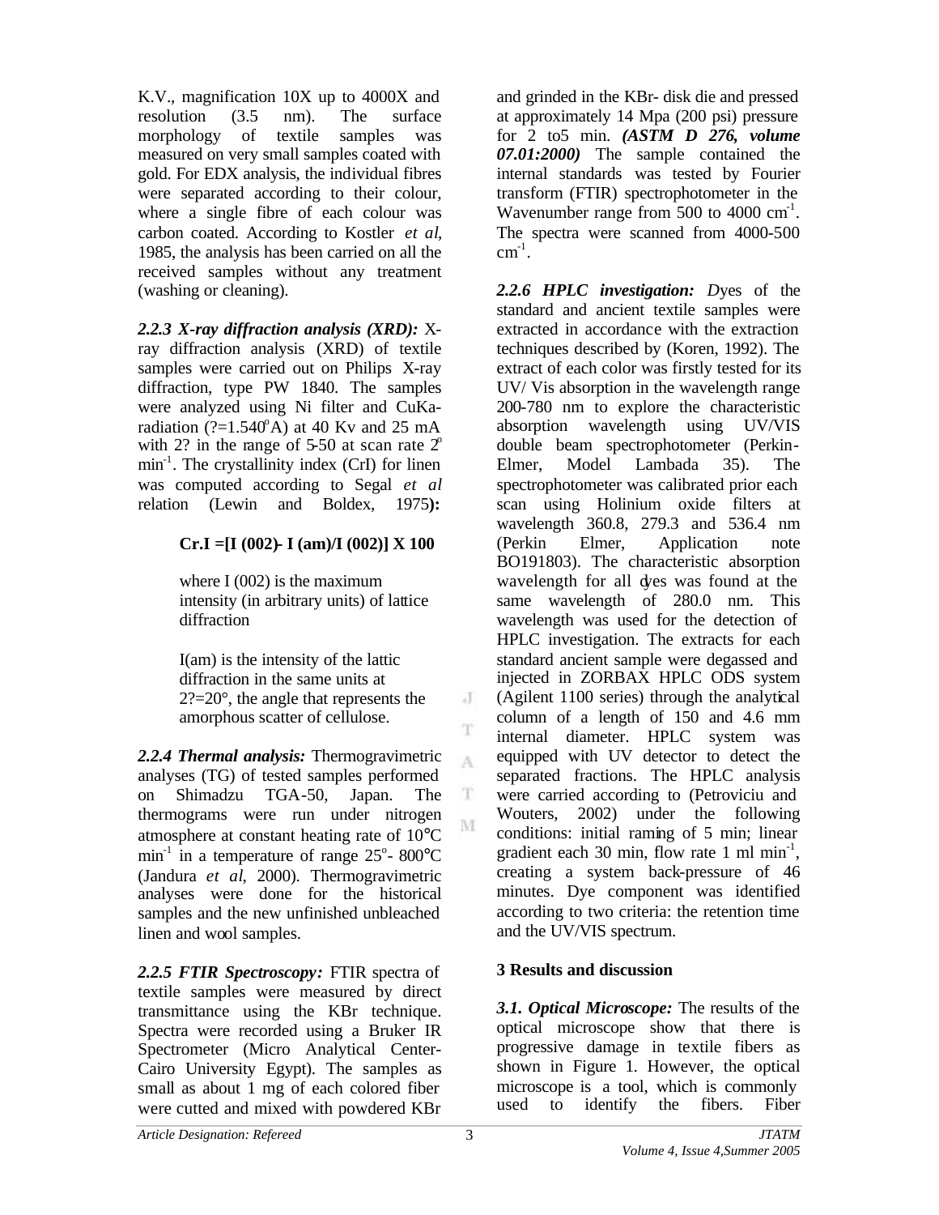K.V., magnification 10X up to 4000X and resolution (3.5 nm). The surface morphology of textile samples was measured on very small samples coated with gold. For EDX analysis, the individual fibres were separated according to their colour, where a single fibre of each colour was carbon coated. According to Kostler *et al*, 1985, the analysis has been carried on all the received samples without any treatment (washing or cleaning).

***2.2.3 X-ray diffraction analysis (XRD):*** X-ray diffraction analysis (XRD) of textile samples were carried out on Philips X-ray diffraction, type PW 1840. The samples were analyzed using Ni filter and CuKa-radiation (?=1.540°A) at 40 Kv and 25 mA with 2? in the range of 5-50 at scan rate 2° $min^{-1}$. The crystallinity index (CrI) for linen was computed according to Segal *et al* relation (Lewin and Boldex, 1975)**:**

**Cr.I =[I (002)- I (am)/I (002)] X 100**

where I (002) is the maximum intensity (in arbitrary units) of lattice diffraction

I(am) is the intensity of the lattic diffraction in the same units at 2?=20°, the angle that represents the amorphous scatter of cellulose.

***2.2.4 Thermal analysis:*** Thermogravimetric analyses (TG) of tested samples performed on Shimadzu TGA-50, Japan. The thermograms were run under nitrogen atmosphere at constant heating rate of 10°C $min^{-1}$ in a temperature of range 25°- 800°C (Jandura *et al*, 2000). Thermogravimetric analyses were done for the historical samples and the new unfinished unbleached linen and wool samples.

***2.2.5 FTIR Spectroscopy:*** FTIR spectra of textile samples were measured by direct transmittance using the KBr technique. Spectra were recorded using a Bruker IR Spectrometer (Micro Analytical Center-Cairo University Egypt). The samples as small as about 1 mg of each colored fiber were cutted and mixed with powdered KBr and grinded in the KBr- disk die and pressed at approximately 14 Mpa (200 psi) pressure for 2 to5 min. ***(ASTM D 276, volume 07.01:2000)*** The sample contained the internal standards was tested by Fourier transform (FTIR) spectrophotometer in the Wavenumber range from 500 to 4000 $cm^{-1}$. The spectra were scanned from 4000-500 $cm^{-1}$.

***2.2.6 HPLC investigation:*** *D*yes of the standard and ancient textile samples were extracted in accordance with the extraction techniques described by (Koren, 1992). The extract of each color was firstly tested for its UV/ Vis absorption in the wavelength range 200-780 nm to explore the characteristic absorption wavelength using UV/VIS double beam spectrophotometer (Perkin-Elmer, Model Lambada 35). The spectrophotometer was calibrated prior each scan using Holinium oxide filters at wavelength 360.8, 279.3 and 536.4 nm (Perkin Elmer, Application note BO191803). The characteristic absorption wavelength for all dyes was found at the same wavelength of 280.0 nm. This wavelength was used for the detection of HPLC investigation. The extracts for each standard ancient sample were degassed and injected in ZORBAX HPLC ODS system (Agilent 1100 series) through the analytical column of a length of 150 and 4.6 mm internal diameter. HPLC system was equipped with UV detector to detect the separated fractions. The HPLC analysis were carried according to (Petroviciu and Wouters, 2002) under the following conditions: initial raming of 5 min; linear gradient each 30 min, flow rate 1 ml $min^{-1}$, creating a system back-pressure of 46 minutes. Dye component was identified according to two criteria: the retention time and the UV/VIS spectrum.

## 3 Results and discussion

***3.1. Optical Microscope:*** The results of the optical microscope show that there is progressive damage in textile fibers as shown in Figure 1. However, the optical microscope is a tool, which is commonly used to identify the fibers. Fiber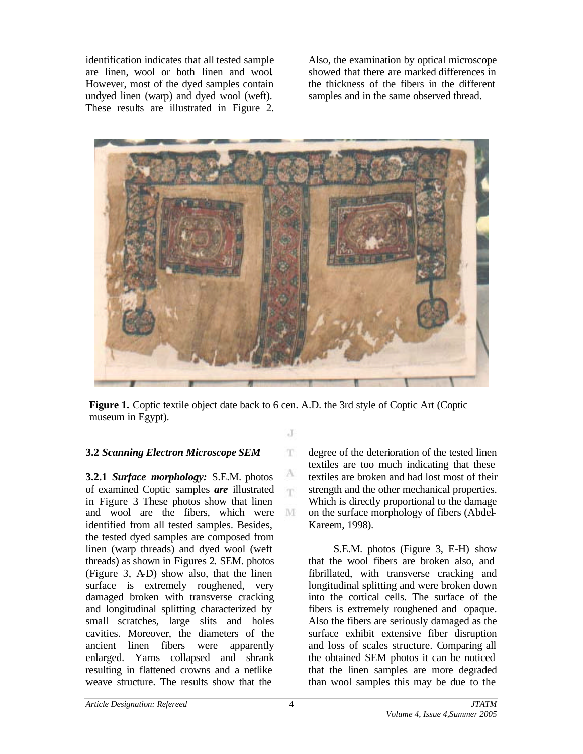identification indicates that all tested sample are linen, wool or both linen and wool. However, most of the dyed samples contain undyed linen (warp) and dyed wool (weft). These results are illustrated in Figure 2.

Also, the examination by optical microscope showed that there are marked differences in the thickness of the fibers in the different samples and in the same observed thread.

**Figure 1.** Coptic textile object date back to 6 cen. A.D. the 3rd style of Coptic Art (Coptic museum in Egypt).

**3.2** ***Scanning Electron Microscope SEM***

**3.2.1** ***Surface morphology:*** S.E.M. photos of examined Coptic samples ***are*** illustrated in Figure 3 These photos show that linen and wool are the fibers, which were identified from all tested samples. Besides, the tested dyed samples are composed from linen (warp threads) and dyed wool (weft threads) as shown in Figures 2. SEM. photos (Figure 3, A-D) show also, that the linen surface is extremely roughened, very damaged broken with transverse cracking and longitudinal splitting characterized by small scratches, large slits and holes cavities. Moreover, the diameters of the ancient linen fibers were apparently enlarged. Yarns collapsed and shrank resulting in flattened crowns and a netlike weave structure. The results show that the degree of the deterioration of the tested linen textiles are too much indicating that these textiles are broken and had lost most of their strength and the other mechanical properties. Which is directly proportional to the damage on the surface morphology of fibers (Abdel-Kareem, 1998).

S.E.M. photos (Figure 3, E-H) show that the wool fibers are broken also, and fibrillated, with transverse cracking and longitudinal splitting and were broken down into the cortical cells. The surface of the fibers is extremely roughened and opaque. Also the fibers are seriously damaged as the surface exhibit extensive fiber disruption and loss of scales structure. Comparing all the obtained SEM photos it can be noticed that the linen samples are more degraded than wool samples this may be due to the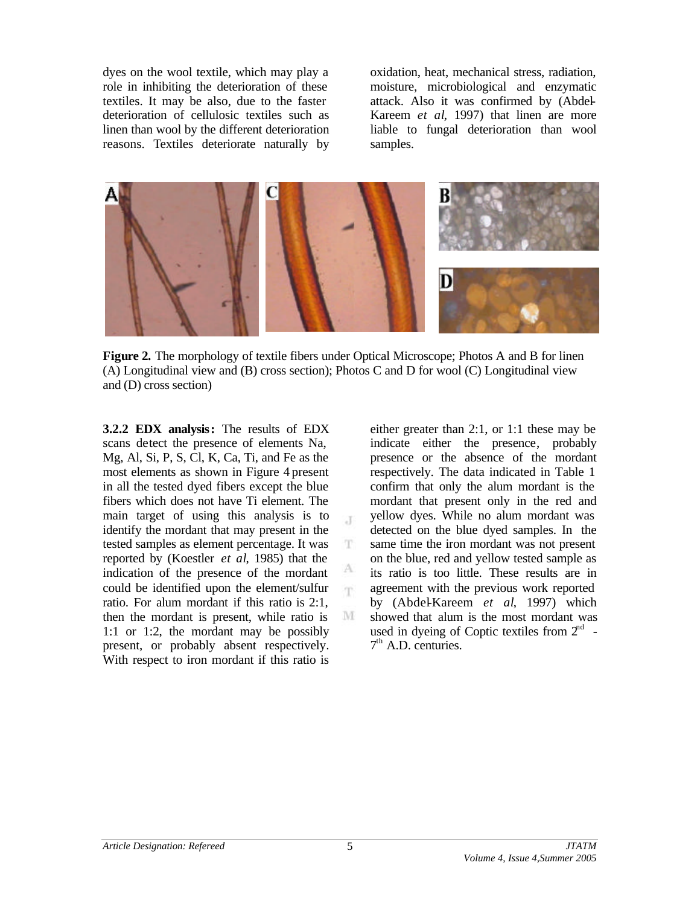dyes on the wool textile, which may play a role in inhibiting the deterioration of these textiles. It may be also, due to the faster deterioration of cellulosic textiles such as linen than wool by the different deterioration reasons. Textiles deteriorate naturally by oxidation, heat, mechanical stress, radiation, moisture, microbiological and enzymatic attack. Also it was confirmed by (Abdel-Kareem *et al*, 1997) that linen are more liable to fungal deterioration than wool samples.

**Figure 2.** The morphology of textile fibers under Optical Microscope; Photos A and B for linen (A) Longitudinal view and (B) cross section); Photos C and D for wool (C) Longitudinal view and (D) cross section)

**3.2.2 EDX analysis:** The results of EDX scans detect the presence of elements Na, Mg, Al, Si, P, S, Cl, K, Ca, Ti, and Fe as the most elements as shown in Figure 4 present in all the tested dyed fibers except the blue fibers which does not have Ti element. The main target of using this analysis is to identify the mordant that may present in the tested samples as element percentage. It was reported by (Koestler *et al*, 1985) that the indication of the presence of the mordant could be identified upon the element/sulfur ratio. For alum mordant if this ratio is 2:1, then the mordant is present, while ratio is 1:1 or 1:2, the mordant may be possibly present, or probably absent respectively. With respect to iron mordant if this ratio is either greater than 2:1, or 1:1 these may be indicate either the presence, probably presence or the absence of the mordant respectively. The data indicated in Table 1 confirm that only the alum mordant is the mordant that present only in the red and yellow dyes. While no alum mordant was detected on the blue dyed samples. In the same time the iron mordant was not present on the blue, red and yellow tested sample as its ratio is too little. These results are in agreement with the previous work reported by (Abdel-Kareem *et al*, 1997) which showed that alum is the most mordant was used in dyeing of Coptic textiles from 2nd - 7th A.D. centuries.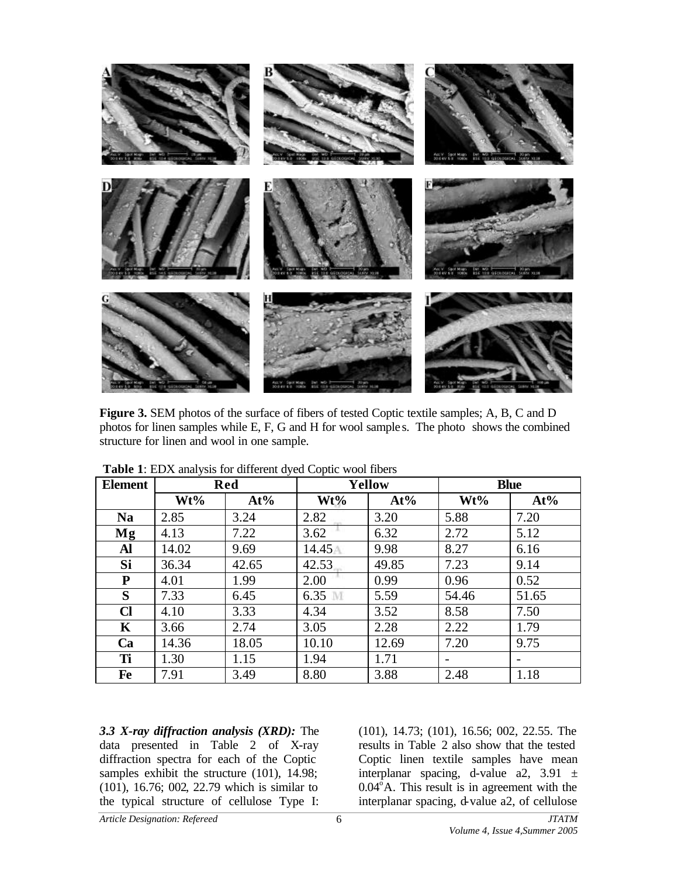**Figure 3.** SEM photos of the surface of fibers of tested Coptic textile samples; A, B, C and D photos for linen samples while E, F, G and H for wool samples. The photo shows the combined structure for linen and wool in one sample.

**Table 1**: EDX analysis for different dyed Coptic wool fibers

| Element | Red | | Yellow | | Blue | |
|---|---|---|---|---|---|---|
| | Wt% | At% | Wt% | At% | Wt% | At% |
| **Na** | 2.85 | 3.24 | 2.82 | 3.20 | 5.88 | 7.20 |
| **Mg** | 4.13 | 7.22 | 3.62 | 6.32 | 2.72 | 5.12 |
| **Al** | 14.02 | 9.69 | 14.45 | 9.98 | 8.27 | 6.16 |
| **Si** | 36.34 | 42.65 | 42.53 | 49.85 | 7.23 | 9.14 |
| **P** | 4.01 | 1.99 | 2.00 | 0.99 | 0.96 | 0.52 |
| **S** | 7.33 | 6.45 | 6.35 | 5.59 | 54.46 | 51.65 |
| **Cl** | 4.10 | 3.33 | 4.34 | 3.52 | 8.58 | 7.50 |
| **K** | 3.66 | 2.74 | 3.05 | 2.28 | 2.22 | 1.79 |
| **Ca** | 14.36 | 18.05 | 10.10 | 12.69 | 7.20 | 9.75 |
| **Ti** | 1.30 | 1.15 | 1.94 | 1.71 | - | - |
| **Fe** | 7.91 | 3.49 | 8.80 | 3.88 | 2.48 | 1.18 |

***3.3 X-ray diffraction analysis (XRD):*** The data presented in Table 2 of X-ray diffraction spectra for each of the Coptic samples exhibit the structure (101), 14.98; (101), 16.76; 002, 22.79 which is similar to the typical structure of cellulose Type I: (101), 14.73; (101), 16.56; 002, 22.55. The results in Table 2 also show that the tested Coptic linen textile samples have mean interplanar spacing, d-value a2, 3.91 ± 0.04°A. This result is in agreement with the interplanar spacing, d-value a2, of cellulose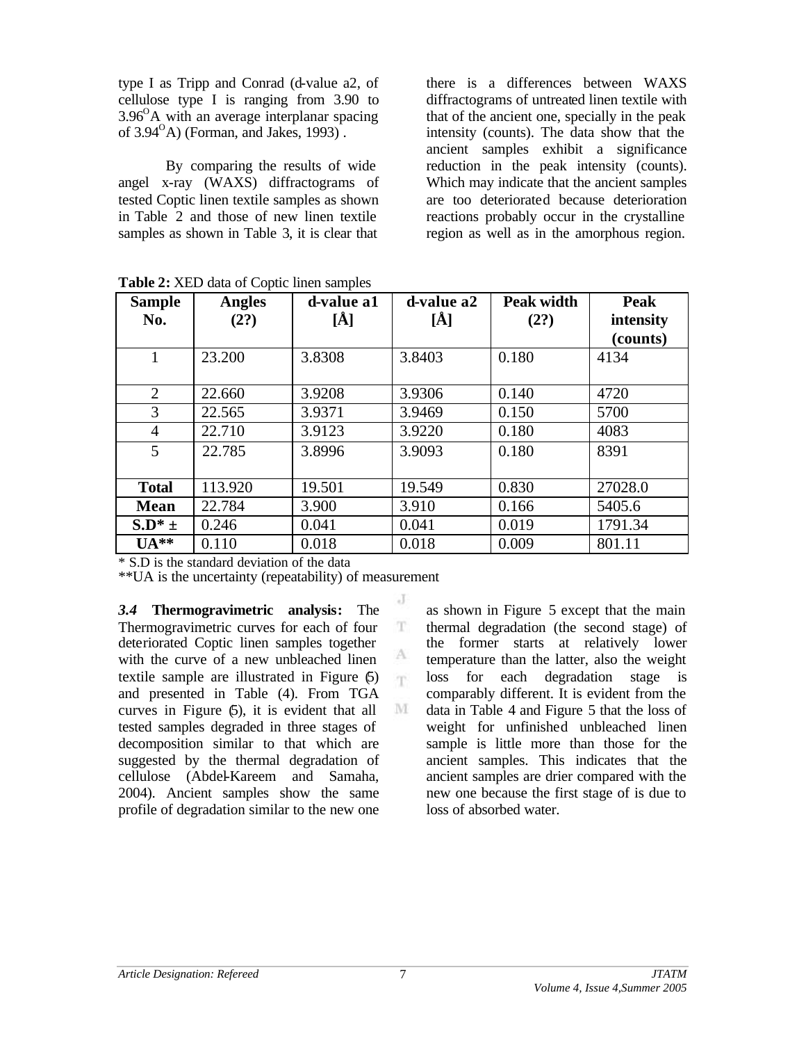type I as Tripp and Conrad (d-value a2, of cellulose type I is ranging from 3.90 to 3.96$^{O}$A with an average interplanar spacing of 3.94$^{O}$A) (Forman, and Jakes, 1993) .

By comparing the results of wide angel x-ray (WAXS) diffractograms of tested Coptic linen textile samples as shown in Table 2 and those of new linen textile samples as shown in Table 3, it is clear that there is a differences between WAXS diffractograms of untreated linen textile with that of the ancient one, specially in the peak intensity (counts). The data show that the ancient samples exhibit a significance reduction in the peak intensity (counts). Which may indicate that the ancient samples are too deteriorated because deterioration reactions probably occur in the crystalline region as well as in the amorphous region.

**Table 2:** XED data of Coptic linen samples

| Sample No. | Angles (2?) | d-value a1 [Å] | d-value a2 [Å] | Peak width (2?) | Peak intensity (counts) |
|---|---|---|---|---|---|
| 1 | 23.200 | 3.8308 | 3.8403 | 0.180 | 4134 |
| 2 | 22.660 | 3.9208 | 3.9306 | 0.140 | 4720 |
| 3 | 22.565 | 3.9371 | 3.9469 | 0.150 | 5700 |
| 4 | 22.710 | 3.9123 | 3.9220 | 0.180 | 4083 |
| 5 | 22.785 | 3.8996 | 3.9093 | 0.180 | 8391 |
| **Total** | 113.920 | 19.501 | 19.549 | 0.830 | 27028.0 |
| **Mean** | 22.784 | 3.900 | 3.910 | 0.166 | 5405.6 |
| **S.D* ±** | 0.246 | 0.041 | 0.041 | 0.019 | 1791.34 |
| **UA**** | 0.110 | 0.018 | 0.018 | 0.009 | 801.11 |

\* S.D is the standard deviation of the data

**UA is the uncertainty (repeatability) of measurement

***3.4* Thermogravimetric analysis:** The Thermogravimetric curves for each of four deteriorated Coptic linen samples together with the curve of a new unbleached linen textile sample are illustrated in Figure (5) and presented in Table (4). From TGA curves in Figure (5), it is evident that all tested samples degraded in three stages of decomposition similar to that which are suggested by the thermal degradation of cellulose (Abdel-Kareem and Samaha, 2004). Ancient samples show the same profile of degradation similar to the new one as shown in Figure 5 except that the main thermal degradation (the second stage) of the former starts at relatively lower temperature than the latter, also the weight loss for each degradation stage is comparably different. It is evident from the data in Table 4 and Figure 5 that the loss of weight for unfinished unbleached linen sample is little more than those for the ancient samples. This indicates that the ancient samples are drier compared with the new one because the first stage of is due to loss of absorbed water.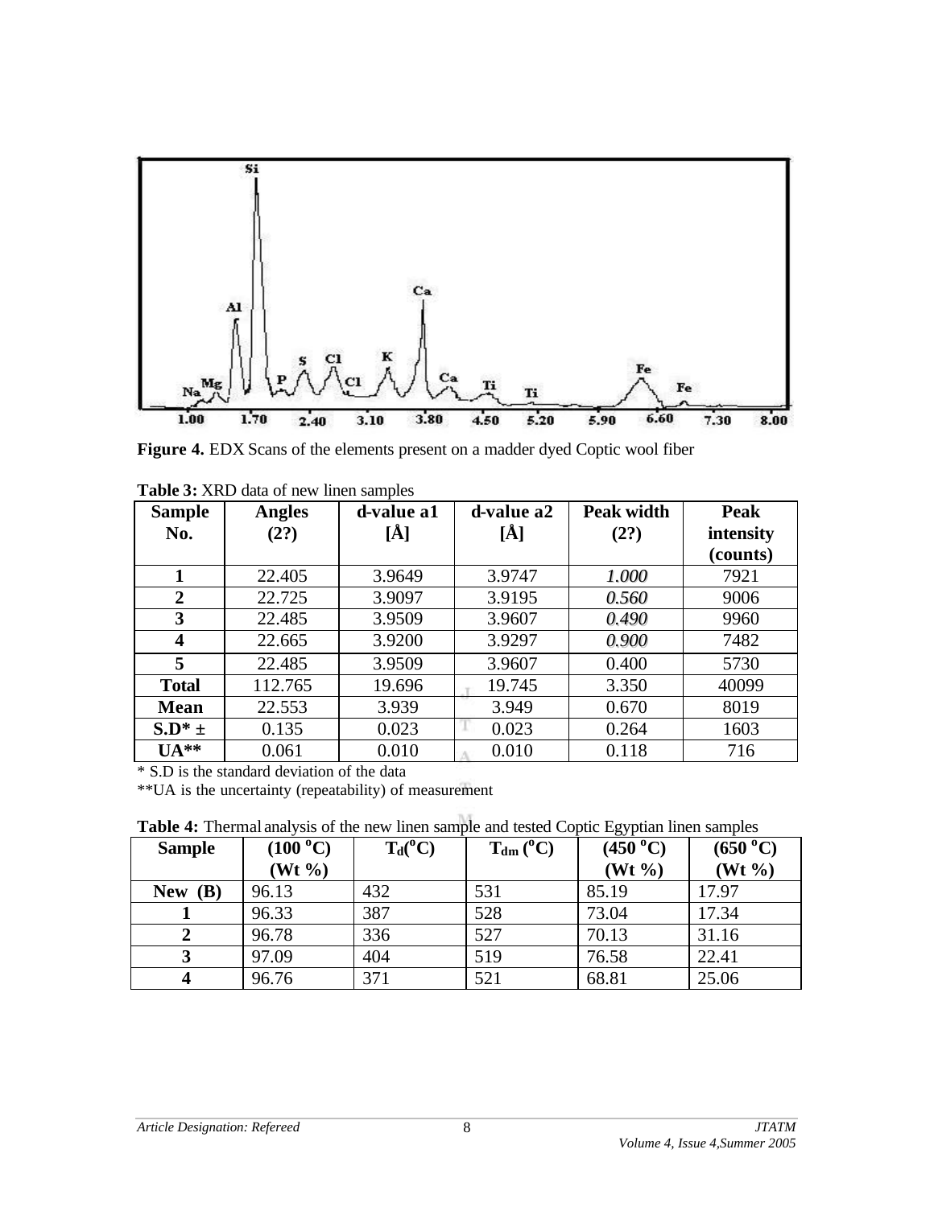**Figure 4.** EDX Scans of the elements present on a madder dyed Coptic wool fiber

**Table 3:** XRD data of new linen samples

| Sample No. | Angles (2?) | d-value a1 [Å] | d-value a2 [Å] | Peak width (2?) | Peak intensity (counts) |
|---|---|---|---|---|---|
| **1** | 22.405 | 3.9649 | 3.9747 | *1.000* | 7921 |
| **2** | 22.725 | 3.9097 | 3.9195 | *0.560* | 9006 |
| **3** | 22.485 | 3.9509 | 3.9607 | *0.490* | 9960 |
| **4** | 22.665 | 3.9200 | 3.9297 | *0.900* | 7482 |
| **5** | 22.485 | 3.9509 | 3.9607 | 0.400 | 5730 |
| **Total** | 112.765 | 19.696 | 19.745 | 3.350 | 40099 |
| **Mean** | 22.553 | 3.939 | 3.949 | 0.670 | 8019 |
| **S.D* ±** | 0.135 | 0.023 | 0.023 | 0.264 | 1603 |
| **UA**** | 0.061 | 0.010 | 0.010 | 0.118 | 716 |

* S.D is the standard deviation of the data

**UA is the uncertainty (repeatability) of measurement

**Table 4:** Thermal analysis of the new linen sample and tested Coptic Egyptian linen samples

| Sample | (100 °C) (Wt %) | $T_d$(°C) | $T_{dm}$ (°C) | (450 °C) (Wt %) | (650 °C) (Wt %) |
|---|---|---|---|---|---|
| **New (B)** | 96.13 | 432 | 531 | 85.19 | 17.97 |
| **1** | 96.33 | 387 | 528 | 73.04 | 17.34 |
| **2** | 96.78 | 336 | 527 | 70.13 | 31.16 |
| **3** | 97.09 | 404 | 519 | 76.58 | 22.41 |
| **4** | 96.76 | 371 | 521 | 68.81 | 25.06 |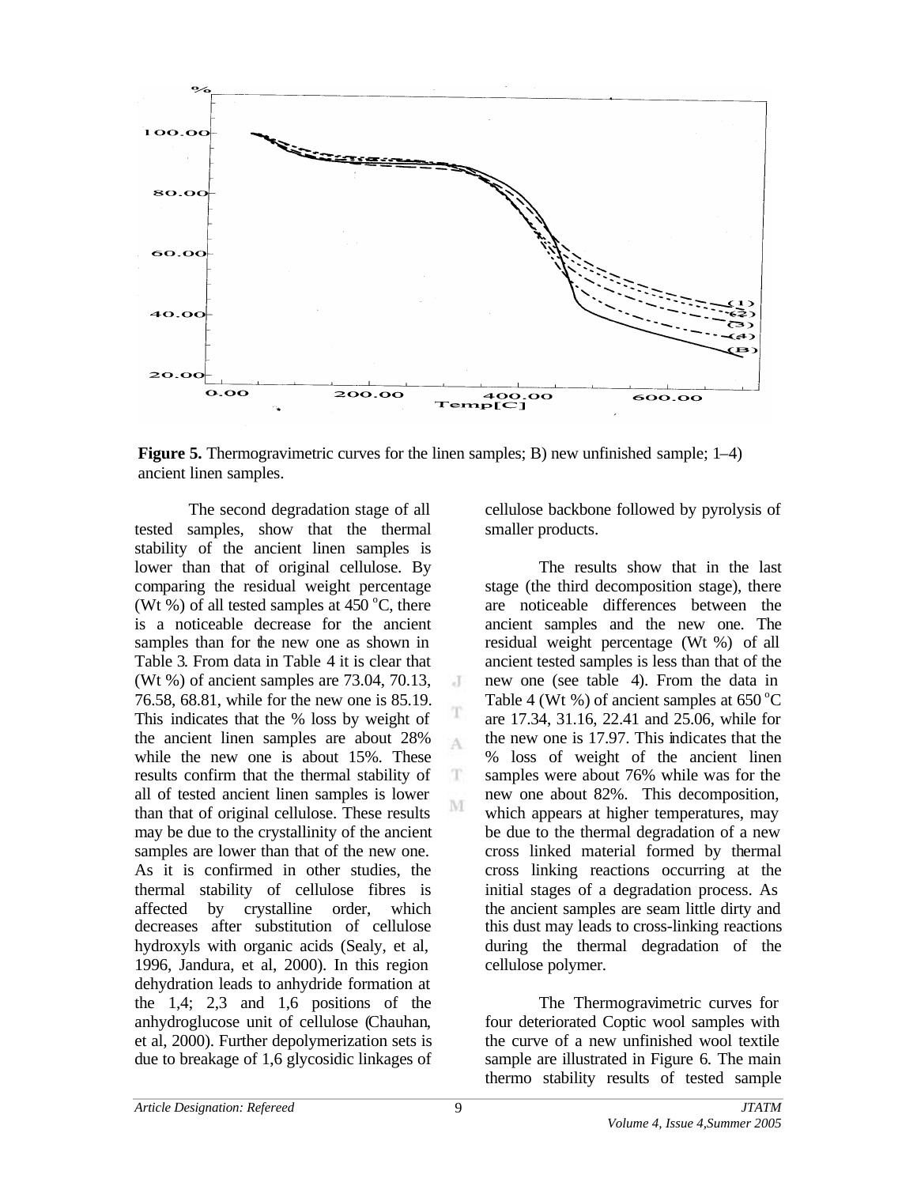**Figure 5.** Thermogravimetric curves for the linen samples; B) new unfinished sample; 1–4) ancient linen samples.

The second degradation stage of all tested samples, show that the thermal stability of the ancient linen samples is lower than that of original cellulose. By comparing the residual weight percentage (Wt %) of all tested samples at 450 $^{o}$C, there is a noticeable decrease for the ancient samples than for the new one as shown in Table 3. From data in Table 4 it is clear that (Wt %) of ancient samples are 73.04, 70.13, 76.58, 68.81, while for the new one is 85.19. This indicates that the % loss by weight of the ancient linen samples are about 28% while the new one is about 15%. These results confirm that the thermal stability of all of tested ancient linen samples is lower than that of original cellulose. These results may be due to the crystallinity of the ancient samples are lower than that of the new one. As it is confirmed in other studies, the thermal stability of cellulose fibres is affected by crystalline order, which decreases after substitution of cellulose hydroxyls with organic acids (Sealy, et al, 1996, Jandura, et al, 2000). In this region dehydration leads to anhydride formation at the 1,4; 2,3 and 1,6 positions of the anhydroglucose unit of cellulose (Chauhan, et al, 2000). Further depolymerization sets is due to breakage of 1,6 glycosidic linkages of cellulose backbone followed by pyrolysis of smaller products.

The results show that in the last stage (the third decomposition stage), there are noticeable differences between the ancient samples and the new one. The residual weight percentage (Wt %) of all ancient tested samples is less than that of the new one (see table 4). From the data in Table 4 (Wt %) of ancient samples at 650 $^{o}$C are 17.34, 31.16, 22.41 and 25.06, while for the new one is 17.97. This indicates that the % loss of weight of the ancient linen samples were about 76% while was for the new one about 82%. This decomposition, which appears at higher temperatures, may be due to the thermal degradation of a new cross linked material formed by thermal cross linking reactions occurring at the initial stages of a degradation process. As the ancient samples are seam little dirty and this dust may leads to cross-linking reactions during the thermal degradation of the cellulose polymer.

The Thermogravimetric curves for four deteriorated Coptic wool samples with the curve of a new unfinished wool textile sample are illustrated in Figure 6. The main thermo stability results of tested sample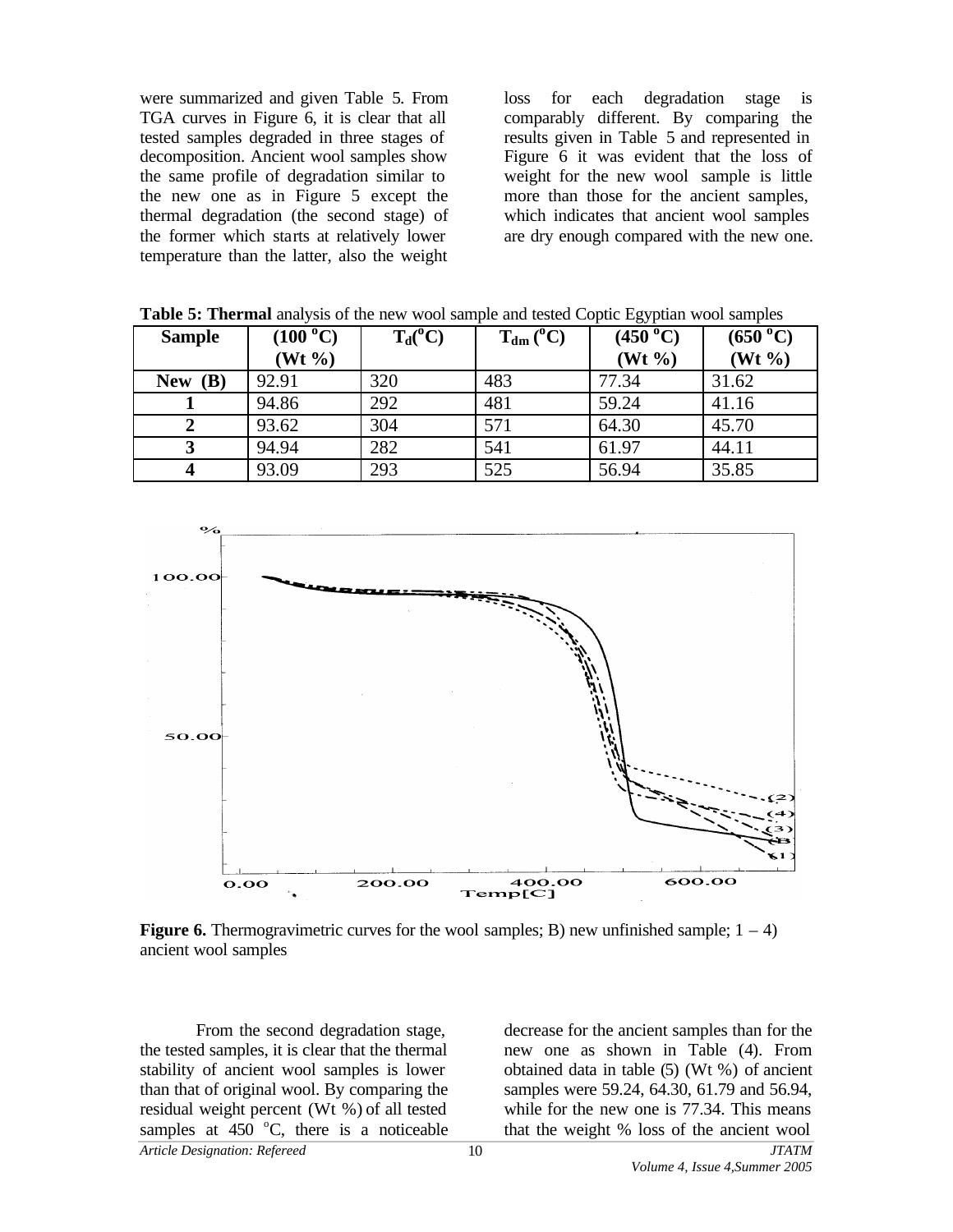were summarized and given Table 5. From TGA curves in Figure 6, it is clear that all tested samples degraded in three stages of decomposition. Ancient wool samples show the same profile of degradation similar to the new one as in Figure 5 except the thermal degradation (the second stage) of the former which starts at relatively lower temperature than the latter, also the weight loss for each degradation stage is comparably different. By comparing the results given in Table 5 and represented in Figure 6 it was evident that the loss of weight for the new wool sample is little more than those for the ancient samples, which indicates that ancient wool samples are dry enough compared with the new one.

**Table 5: Thermal** analysis of the new wool sample and tested Coptic Egyptian wool samples

| Sample | (100 $^oC$) (Wt %) | $T_d$($^oC$) | $T_{dm}$ ($^oC$) | (450 $^oC$) (Wt %) | (650 $^oC$) (Wt %) |
|---|---|---|---|---|---|
| **New (B)** | 92.91 | 320 | 483 | 77.34 | 31.62 |
| **1** | 94.86 | 292 | 481 | 59.24 | 41.16 |
| **2** | 93.62 | 304 | 571 | 64.30 | 45.70 |
| **3** | 94.94 | 282 | 541 | 61.97 | 44.11 |
| **4** | 93.09 | 293 | 525 | 56.94 | 35.85 |

**Figure 6.** Thermogravimetric curves for the wool samples; B) new unfinished sample; 1 – 4) ancient wool samples

From the second degradation stage, the tested samples, it is clear that the thermal stability of ancient wool samples is lower than that of original wool. By comparing the residual weight percent (Wt %) of all tested samples at 450 $^oC$, there is a noticeable decrease for the ancient samples than for the new one as shown in Table (4). From obtained data in table (5) (Wt %) of ancient samples were 59.24, 64.30, 61.79 and 56.94, while for the new one is 77.34. This means that the weight % loss of the ancient wool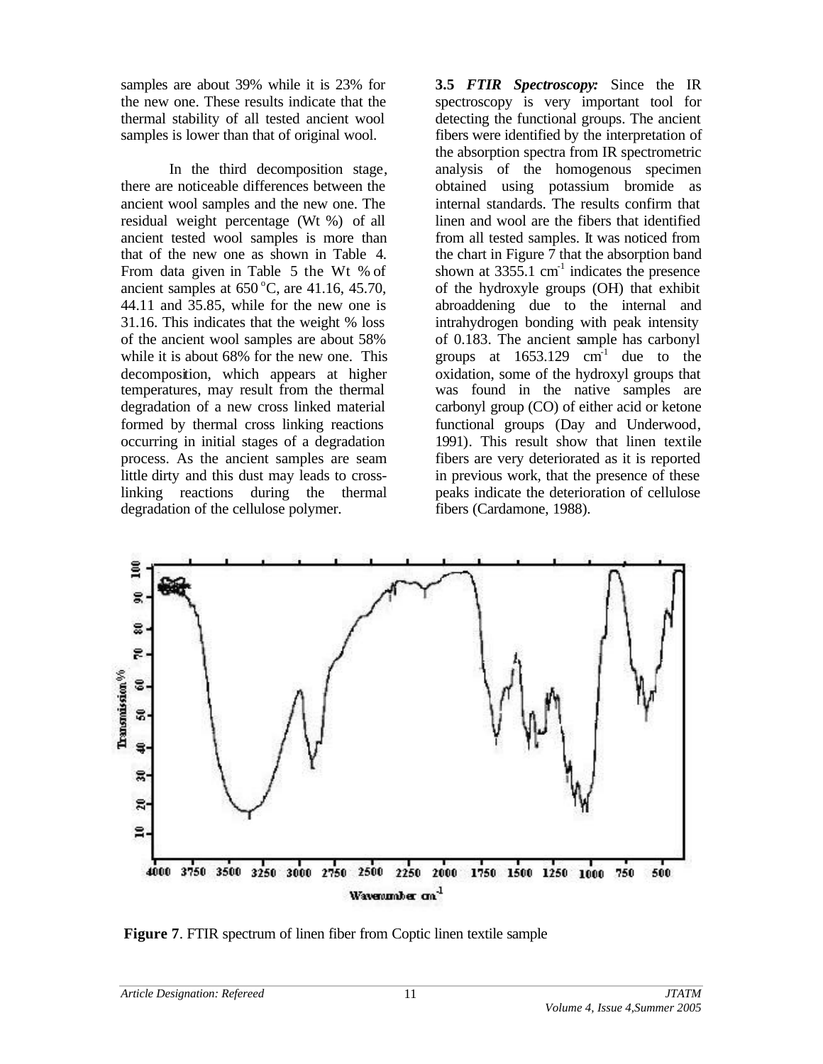samples are about 39% while it is 23% for the new one. These results indicate that the thermal stability of all tested ancient wool samples is lower than that of original wool.

In the third decomposition stage, there are noticeable differences between the ancient wool samples and the new one. The residual weight percentage (Wt %) of all ancient tested wool samples is more than that of the new one as shown in Table 4. From data given in Table 5 the Wt % of ancient samples at 650 °C, are 41.16, 45.70, 44.11 and 35.85, while for the new one is 31.16. This indicates that the weight % loss of the ancient wool samples are about 58% while it is about 68% for the new one. This decomposition, which appears at higher temperatures, may result from the thermal degradation of a new cross linked material formed by thermal cross linking reactions occurring in initial stages of a degradation process. As the ancient samples are seam little dirty and this dust may leads to cross-linking reactions during the thermal degradation of the cellulose polymer.

**3.5** ***FTIR Spectroscopy:*** Since the IR spectroscopy is very important tool for detecting the functional groups. The ancient fibers were identified by the interpretation of the absorption spectra from IR spectrometric analysis of the homogenous specimen obtained using potassium bromide as internal standards. The results confirm that linen and wool are the fibers that identified from all tested samples. It was noticed from the chart in Figure 7 that the absorption band shown at 3355.1 $cm^{-1}$ indicates the presence of the hydroxyle groups (OH) that exhibit abroaddening due to the internal and intrahydrogen bonding with peak intensity of 0.183. The ancient sample has carbonyl groups at 1653.129 $cm^{-1}$ due to the oxidation, some of the hydroxyl groups that was found in the native samples are carbonyl group (CO) of either acid or ketone functional groups (Day and Underwood, 1991). This result show that linen textile fibers are very deteriorated as it is reported in previous work, that the presence of these peaks indicate the deterioration of cellulose fibers (Cardamone, 1988).

**Figure 7**. FTIR spectrum of linen fiber from Coptic linen textile sample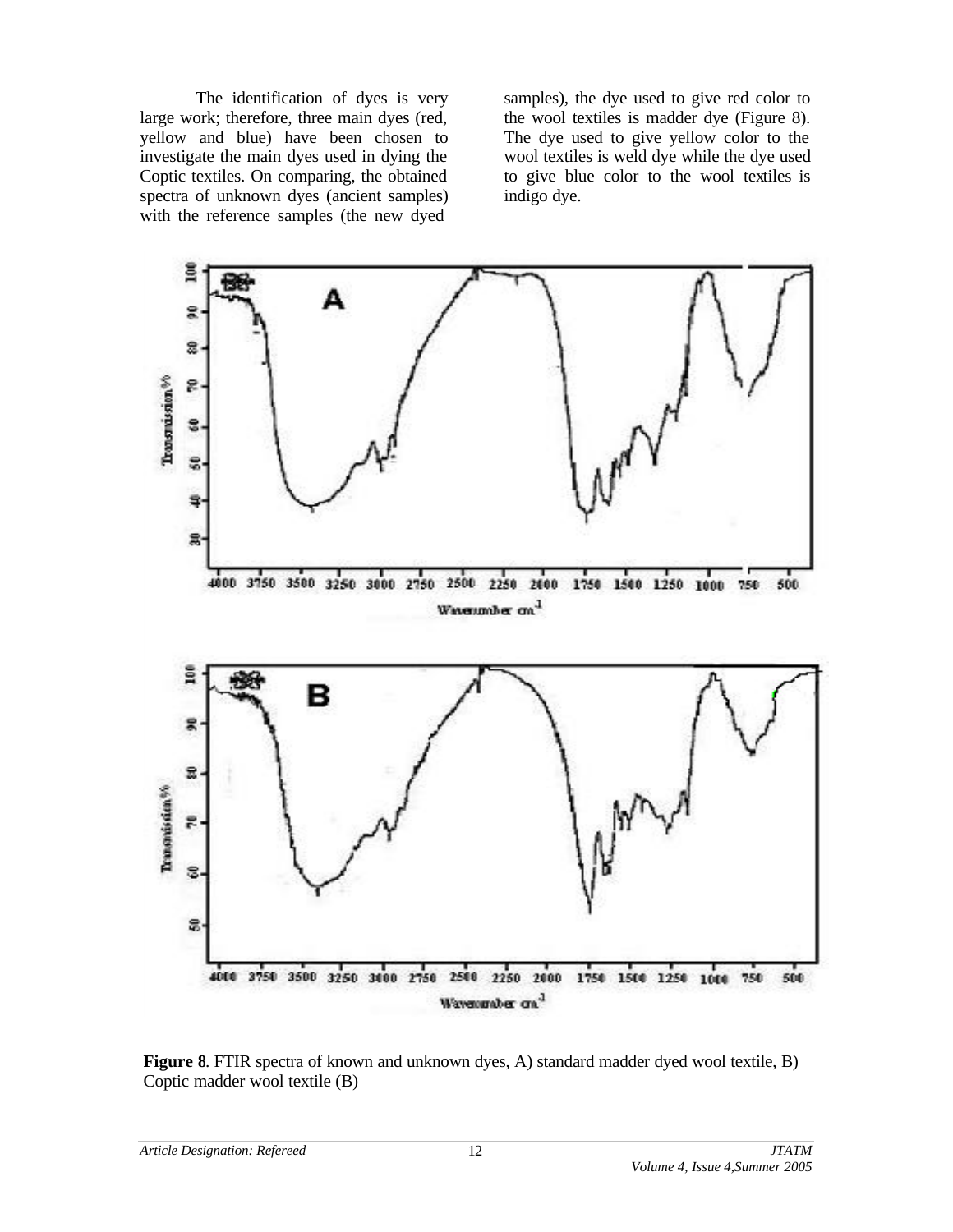The identification of dyes is very large work; therefore, three main dyes (red, yellow and blue) have been chosen to investigate the main dyes used in dying the Coptic textiles. On comparing, the obtained spectra of unknown dyes (ancient samples) with the reference samples (the new dyed samples), the dye used to give red color to the wool textiles is madder dye (Figure 8). The dye used to give yellow color to the wool textiles is weld dye while the dye used to give blue color to the wool textiles is indigo dye.

**Figure 8**. FTIR spectra of known and unknown dyes, A) standard madder dyed wool textile, B) Coptic madder wool textile (B)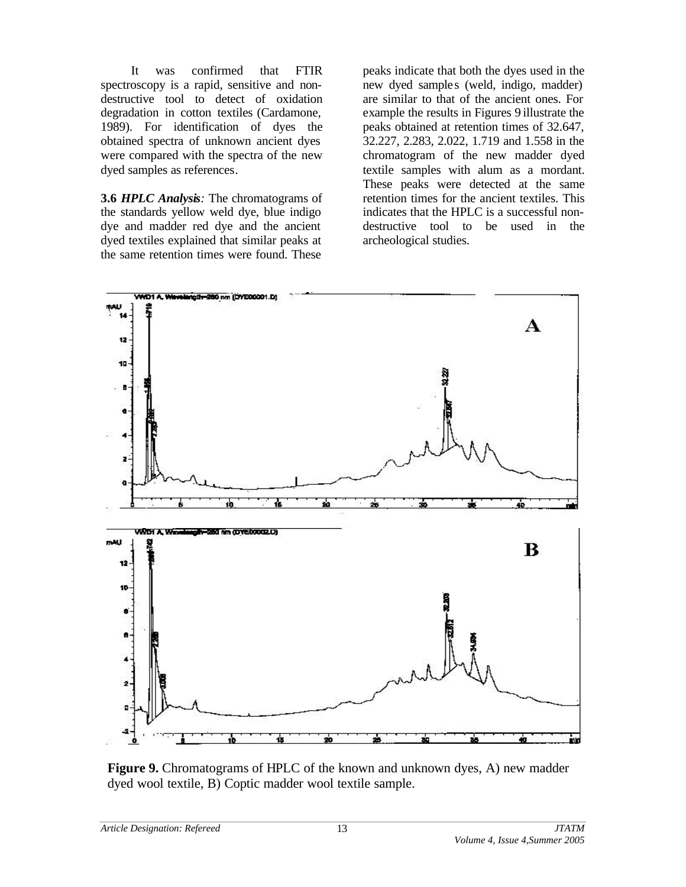It was confirmed that FTIR spectroscopy is a rapid, sensitive and non-destructive tool to detect of oxidation degradation in cotton textiles (Cardamone, 1989). For identification of dyes the obtained spectra of unknown ancient dyes were compared with the spectra of the new dyed samples as references.

**3.6 *HPLC Analysis*:** The chromatograms of the standards yellow weld dye, blue indigo dye and madder red dye and the ancient dyed textiles explained that similar peaks at the same retention times were found. These peaks indicate that both the dyes used in the new dyed samples (weld, indigo, madder) are similar to that of the ancient ones. For example the results in Figures 9 illustrate the peaks obtained at retention times of 32.647, 32.227, 2.283, 2.022, 1.719 and 1.558 in the chromatogram of the new madder dyed textile samples with alum as a mordant. These peaks were detected at the same retention times for the ancient textiles. This indicates that the HPLC is a successful non-destructive tool to be used in the archeological studies.

**Figure 9.** Chromatograms of HPLC of the known and unknown dyes, A) new madder dyed wool textile, B) Coptic madder wool textile sample.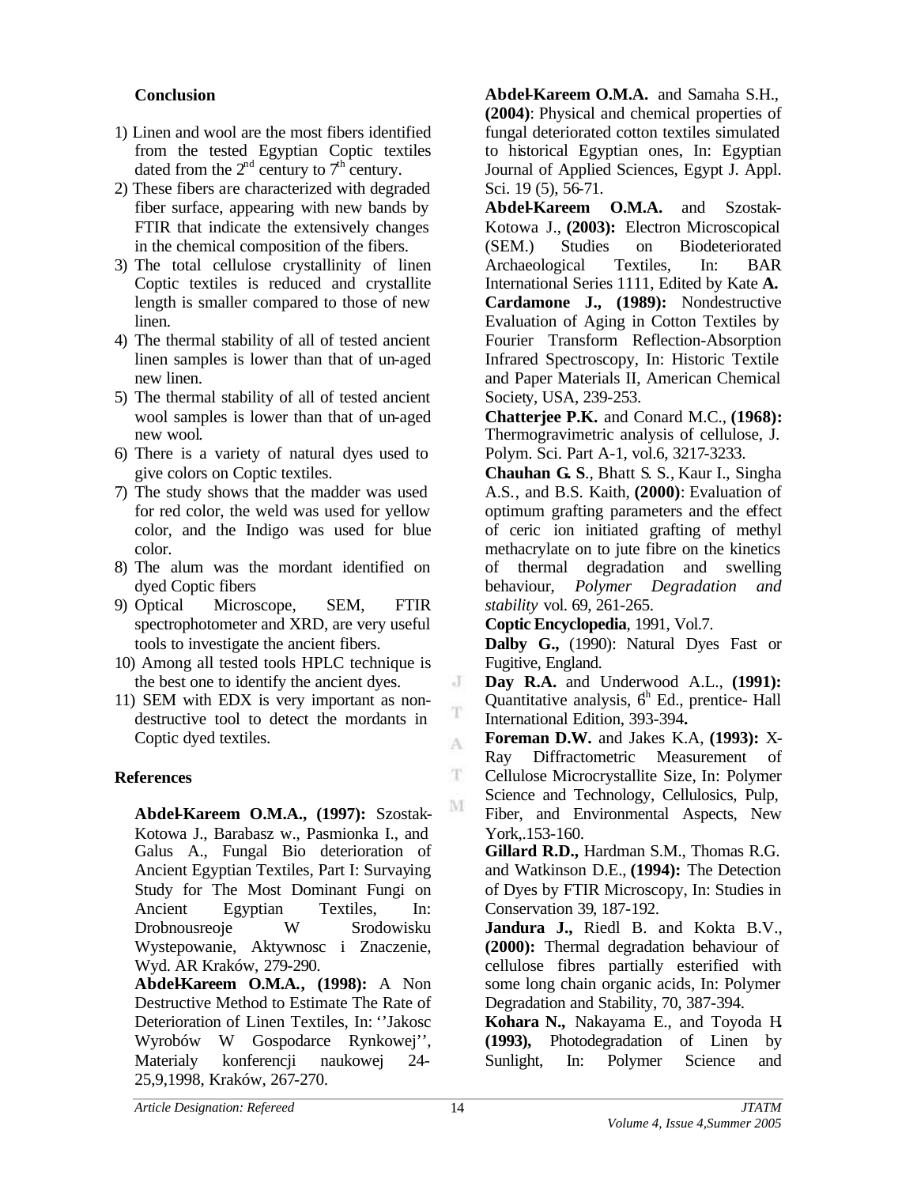## Conclusion

1) Linen and wool are the most fibers identified from the tested Egyptian Coptic textiles dated from the $2^{nd}$ century to $7^{th}$ century.
2) These fibers are characterized with degraded fiber surface, appearing with new bands by FTIR that indicate the extensively changes in the chemical composition of the fibers.
3) The total cellulose crystallinity of linen Coptic textiles is reduced and crystallite length is smaller compared to those of new linen.
4) The thermal stability of all of tested ancient linen samples is lower than that of un-aged new linen.
5) The thermal stability of all of tested ancient wool samples is lower than that of un-aged new wool.
6) There is a variety of natural dyes used to give colors on Coptic textiles.
7) The study shows that the madder was used for red color, the weld was used for yellow color, and the Indigo was used for blue color.
8) The alum was the mordant identified on dyed Coptic fibers
9) Optical Microscope, SEM, FTIR spectrophotometer and XRD, are very useful tools to investigate the ancient fibers.
10) Among all tested tools HPLC technique is the best one to identify the ancient dyes.
11) SEM with EDX is very important as non-destructive tool to detect the mordants in Coptic dyed textiles.

## References

**Abdel-Kareem O.M.A., (1997):** Szostak-Kotowa J., Barabasz w., Pasmionka I., and Galus A., Fungal Bio deterioration of Ancient Egyptian Textiles, Part I: Survaying Study for The Most Dominant Fungi on Ancient Egyptian Textiles, In: Drobnousreoje W Srodowisku Wystepowanie, Aktywnosc i Znaczenie, Wyd. AR Kraków, 279-290.

**Abdel-Kareem O.M.A., (1998):** A Non Destructive Method to Estimate The Rate of Deterioration of Linen Textiles, In: ''Jakosc Wyrobów W Gospodarce Rynkowej'', Materialy konferencji naukowej 24-25,9,1998, Kraków, 267-270.

**Abdel-Kareem O.M.A.** and Samaha S.H., **(2004)**: Physical and chemical properties of fungal deteriorated cotton textiles simulated to historical Egyptian ones, In: Egyptian Journal of Applied Sciences, Egypt J. Appl. Sci. 19 (5), 56-71.

**Abdel-Kareem O.M.A.** and Szostak-Kotowa J., **(2003):** Electron Microscopical (SEM.) Studies on Biodeteriorated Archaeological Textiles, In: BAR International Series 1111, Edited by Kate **A.**

**Cardamone J., (1989):** Nondestructive Evaluation of Aging in Cotton Textiles by Fourier Transform Reflection-Absorption Infrared Spectroscopy, In: Historic Textile and Paper Materials II, American Chemical Society, USA, 239-253.

**Chatterjee P.K.** and Conard M.C., **(1968):** Thermogravimetric analysis of cellulose, J. Polym. Sci. Part A-1, vol.6, 3217-3233.

**Chauhan G. S**., Bhatt S. S., Kaur I., Singha A.S., and B.S. Kaith, **(2000)**: Evaluation of optimum grafting parameters and the effect of ceric ion initiated grafting of methyl methacrylate on to jute fibre on the kinetics of thermal degradation and swelling behaviour, *Polymer Degradation and stability* vol. 69, 261-265.

**Coptic Encyclopedia**, 1991, Vol.7.

**Dalby G.,** (1990): Natural Dyes Fast or Fugitive, England.

**Day R.A.** and Underwood A.L., **(1991):** Quantitative analysis, $6^{th}$ Ed., prentice- Hall International Edition, 393-394**.**

**Foreman D.W.** and Jakes K.A, **(1993):** X-Ray Diffractometric Measurement of Cellulose Microcrystallite Size, In: Polymer Science and Technology, Cellulosics, Pulp, Fiber, and Environmental Aspects, New York,.153-160.

**Gillard R.D.,** Hardman S.M., Thomas R.G. and Watkinson D.E., **(1994):** The Detection of Dyes by FTIR Microscopy, In: Studies in Conservation 39, 187-192.

**Jandura J.,** Riedl B. and Kokta B.V., **(2000):** Thermal degradation behaviour of cellulose fibres partially esterified with some long chain organic acids, In: Polymer Degradation and Stability, 70, 387-394.

**Kohara N.,** Nakayama E., and Toyoda H. **(1993),** Photodegradation of Linen by Sunlight, In: Polymer Science and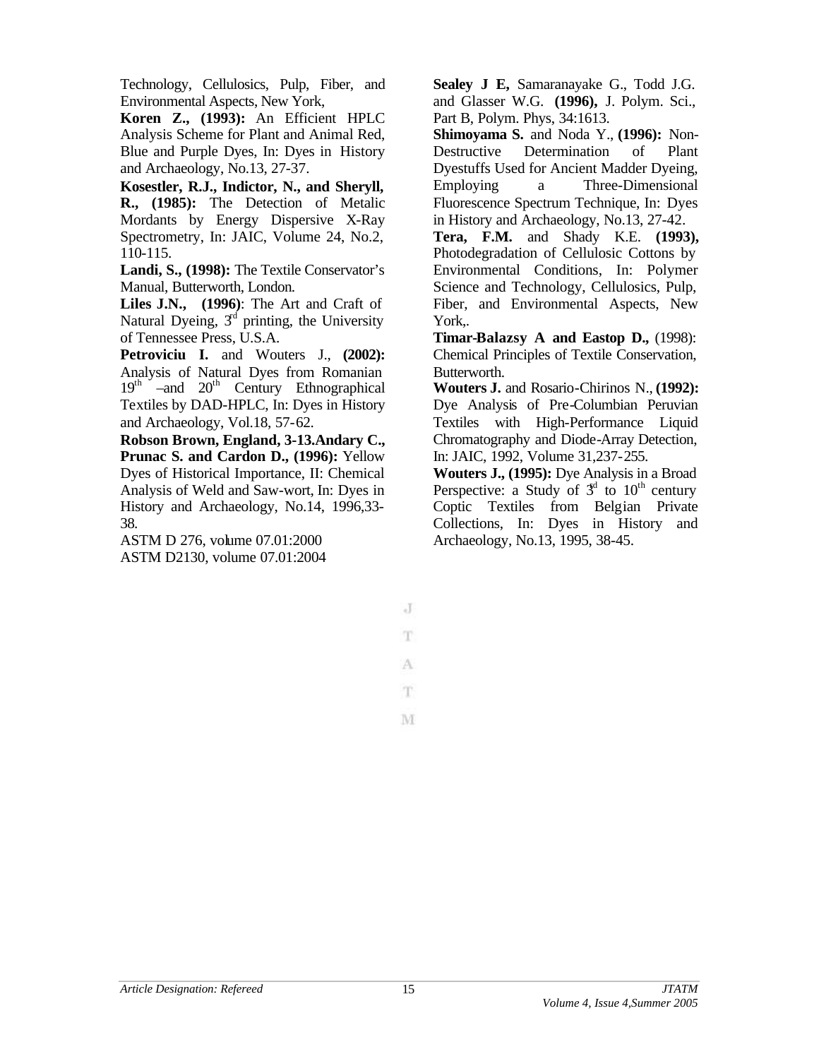Technology, Cellulosics, Pulp, Fiber, and Environmental Aspects, New York,

**Koren Z., (1993):** An Efficient HPLC Analysis Scheme for Plant and Animal Red, Blue and Purple Dyes, In: Dyes in History and Archaeology, No.13, 27-37.

**Kosestler, R.J., Indictor, N., and Sheryll, R., (1985):** The Detection of Metalic Mordants by Energy Dispersive X-Ray Spectrometry, In: JAIC, Volume 24, No.2, 110-115.

**Landi, S., (1998):** The Textile Conservator's Manual, Butterworth, London.

**Liles J.N., (1996)**: The Art and Craft of Natural Dyeing, 3rd printing, the University of Tennessee Press, U.S.A.

**Petroviciu I.** and Wouters J., **(2002):** Analysis of Natural Dyes from Romanian 19th –and 20th Century Ethnographical Textiles by DAD-HPLC, In: Dyes in History and Archaeology, Vol.18, 57-62.

**Robson Brown, England, 3-13.Andary C., Prunac S. and Cardon D., (1996):** Yellow Dyes of Historical Importance, II: Chemical Analysis of Weld and Saw-wort, In: Dyes in History and Archaeology, No.14, 1996,33-38.

ASTM D 276, volume 07.01:2000

ASTM D2130, volume 07.01:2004

**Sealey J E,** Samaranayake G., Todd J.G. and Glasser W.G. **(1996),** J. Polym. Sci., Part B, Polym. Phys, 34:1613.

**Shimoyama S.** and Noda Y., **(1996):** Non-Destructive Determination of Plant Dyestuffs Used for Ancient Madder Dyeing, Employing a Three-Dimensional Fluorescence Spectrum Technique, In: Dyes in History and Archaeology, No.13, 27-42.

**Tera, F.M.** and Shady K.E. **(1993),** Photodegradation of Cellulosic Cottons by Environmental Conditions, In: Polymer Science and Technology, Cellulosics, Pulp, Fiber, and Environmental Aspects, New York,.

**Timar-Balazsy A and Eastop D.,** (1998): Chemical Principles of Textile Conservation, Butterworth.

**Wouters J.** and Rosario-Chirinos N., **(1992):** Dye Analysis of Pre-Columbian Peruvian Textiles with High-Performance Liquid Chromatography and Diode-Array Detection, In: JAIC, 1992, Volume 31,237-255.

**Wouters J., (1995):** Dye Analysis in a Broad Perspective: a Study of 3rd to 10th century Coptic Textiles from Belgian Private Collections, In: Dyes in History and Archaeology, No.13, 1995, 38-45.